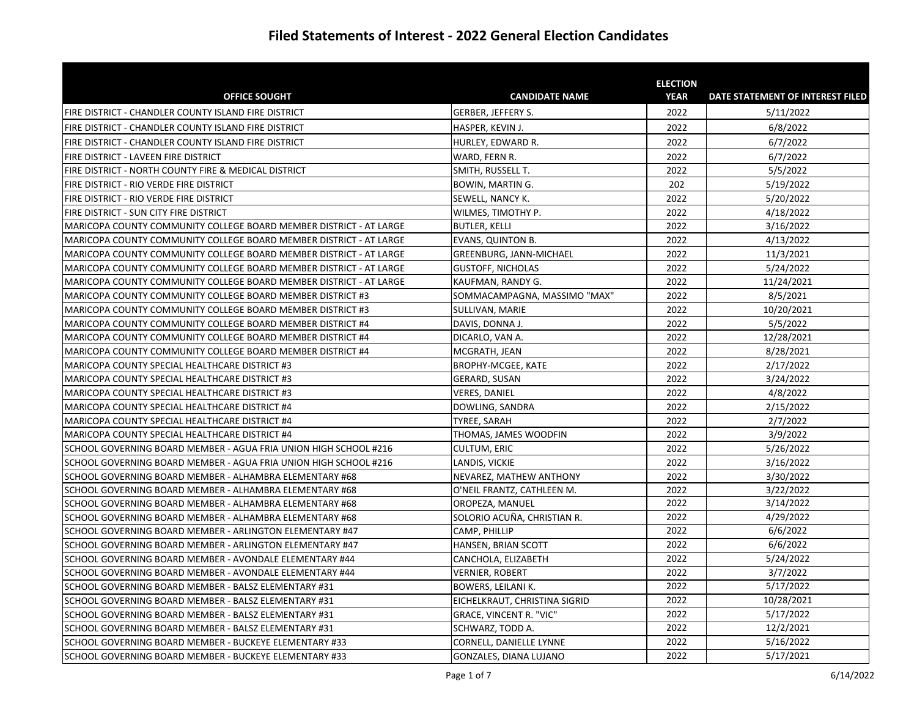# Filed Statements of Interest - 2022 General Election Candidates

| OFFICE SOUGHT | CANDIDATE NAME | ELECTION YEAR | DATE STATEMENT OF INTEREST FILED |
|---|---|---|---|
| FIRE DISTRICT - CHANDLER COUNTY ISLAND FIRE DISTRICT | GERBER, JEFFERY S. | 2022 | 5/11/2022 |
| FIRE DISTRICT - CHANDLER COUNTY ISLAND FIRE DISTRICT | HASPER, KEVIN J. | 2022 | 6/8/2022 |
| FIRE DISTRICT - CHANDLER COUNTY ISLAND FIRE DISTRICT | HURLEY, EDWARD R. | 2022 | 6/7/2022 |
| FIRE DISTRICT - LAVEEN FIRE DISTRICT | WARD, FERN R. | 2022 | 6/7/2022 |
| FIRE DISTRICT - NORTH COUNTY FIRE & MEDICAL DISTRICT | SMITH, RUSSELL T. | 2022 | 5/5/2022 |
| FIRE DISTRICT - RIO VERDE FIRE DISTRICT | BOWIN, MARTIN G. | 202 | 5/19/2022 |
| FIRE DISTRICT - RIO VERDE FIRE DISTRICT | SEWELL, NANCY K. | 2022 | 5/20/2022 |
| FIRE DISTRICT - SUN CITY FIRE DISTRICT | WILMES, TIMOTHY P. | 2022 | 4/18/2022 |
| MARICOPA COUNTY COMMUNITY COLLEGE BOARD MEMBER DISTRICT - AT LARGE | BUTLER, KELLI | 2022 | 3/16/2022 |
| MARICOPA COUNTY COMMUNITY COLLEGE BOARD MEMBER DISTRICT - AT LARGE | EVANS, QUINTON B. | 2022 | 4/13/2022 |
| MARICOPA COUNTY COMMUNITY COLLEGE BOARD MEMBER DISTRICT - AT LARGE | GREENBURG, JANN-MICHAEL | 2022 | 11/3/2021 |
| MARICOPA COUNTY COMMUNITY COLLEGE BOARD MEMBER DISTRICT - AT LARGE | GUSTOFF, NICHOLAS | 2022 | 5/24/2022 |
| MARICOPA COUNTY COMMUNITY COLLEGE BOARD MEMBER DISTRICT - AT LARGE | KAUFMAN, RANDY G. | 2022 | 11/24/2021 |
| MARICOPA COUNTY COMMUNITY COLLEGE BOARD MEMBER DISTRICT #3 | SOMMACAMPAGNA, MASSIMO "MAX" | 2022 | 8/5/2021 |
| MARICOPA COUNTY COMMUNITY COLLEGE BOARD MEMBER DISTRICT #3 | SULLIVAN, MARIE | 2022 | 10/20/2021 |
| MARICOPA COUNTY COMMUNITY COLLEGE BOARD MEMBER DISTRICT #4 | DAVIS, DONNA J. | 2022 | 5/5/2022 |
| MARICOPA COUNTY COMMUNITY COLLEGE BOARD MEMBER DISTRICT #4 | DICARLO, VAN A. | 2022 | 12/28/2021 |
| MARICOPA COUNTY COMMUNITY COLLEGE BOARD MEMBER DISTRICT #4 | MCGRATH, JEAN | 2022 | 8/28/2021 |
| MARICOPA COUNTY SPECIAL HEALTHCARE DISTRICT #3 | BROPHY-MCGEE, KATE | 2022 | 2/17/2022 |
| MARICOPA COUNTY SPECIAL HEALTHCARE DISTRICT #3 | GERARD, SUSAN | 2022 | 3/24/2022 |
| MARICOPA COUNTY SPECIAL HEALTHCARE DISTRICT #3 | VERES, DANIEL | 2022 | 4/8/2022 |
| MARICOPA COUNTY SPECIAL HEALTHCARE DISTRICT #4 | DOWLING, SANDRA | 2022 | 2/15/2022 |
| MARICOPA COUNTY SPECIAL HEALTHCARE DISTRICT #4 | TYREE, SARAH | 2022 | 2/7/2022 |
| MARICOPA COUNTY SPECIAL HEALTHCARE DISTRICT #4 | THOMAS, JAMES WOODFIN | 2022 | 3/9/2022 |
| SCHOOL GOVERNING BOARD MEMBER - AGUA FRIA UNION HIGH SCHOOL #216 | CULTUM, ERIC | 2022 | 5/26/2022 |
| SCHOOL GOVERNING BOARD MEMBER - AGUA FRIA UNION HIGH SCHOOL #216 | LANDIS, VICKIE | 2022 | 3/16/2022 |
| SCHOOL GOVERNING BOARD MEMBER - ALHAMBRA ELEMENTARY #68 | NEVAREZ, MATHEW ANTHONY | 2022 | 3/30/2022 |
| SCHOOL GOVERNING BOARD MEMBER - ALHAMBRA ELEMENTARY #68 | O'NEIL FRANTZ, CATHLEEN M. | 2022 | 3/22/2022 |
| SCHOOL GOVERNING BOARD MEMBER - ALHAMBRA ELEMENTARY #68 | OROPEZA, MANUEL | 2022 | 3/14/2022 |
| SCHOOL GOVERNING BOARD MEMBER - ALHAMBRA ELEMENTARY #68 | SOLORIO ACUÑA, CHRISTIAN R. | 2022 | 4/29/2022 |
| SCHOOL GOVERNING BOARD MEMBER - ARLINGTON ELEMENTARY #47 | CAMP, PHILLIP | 2022 | 6/6/2022 |
| SCHOOL GOVERNING BOARD MEMBER - ARLINGTON ELEMENTARY #47 | HANSEN, BRIAN SCOTT | 2022 | 6/6/2022 |
| SCHOOL GOVERNING BOARD MEMBER - AVONDALE ELEMENTARY #44 | CANCHOLA, ELIZABETH | 2022 | 5/24/2022 |
| SCHOOL GOVERNING BOARD MEMBER - AVONDALE ELEMENTARY #44 | VERNIER, ROBERT | 2022 | 3/7/2022 |
| SCHOOL GOVERNING BOARD MEMBER - BALSZ ELEMENTARY #31 | BOWERS, LEILANI K. | 2022 | 5/17/2022 |
| SCHOOL GOVERNING BOARD MEMBER - BALSZ ELEMENTARY #31 | EICHELKRAUT, CHRISTINA SIGRID | 2022 | 10/28/2021 |
| SCHOOL GOVERNING BOARD MEMBER - BALSZ ELEMENTARY #31 | GRACE, VINCENT R. "VIC" | 2022 | 5/17/2022 |
| SCHOOL GOVERNING BOARD MEMBER - BALSZ ELEMENTARY #31 | SCHWARZ, TODD A. | 2022 | 12/2/2021 |
| SCHOOL GOVERNING BOARD MEMBER - BUCKEYE ELEMENTARY #33 | CORNELL, DANIELLE LYNNE | 2022 | 5/16/2022 |
| SCHOOL GOVERNING BOARD MEMBER - BUCKEYE ELEMENTARY #33 | GONZALES, DIANA LUJANO | 2022 | 5/17/2021 |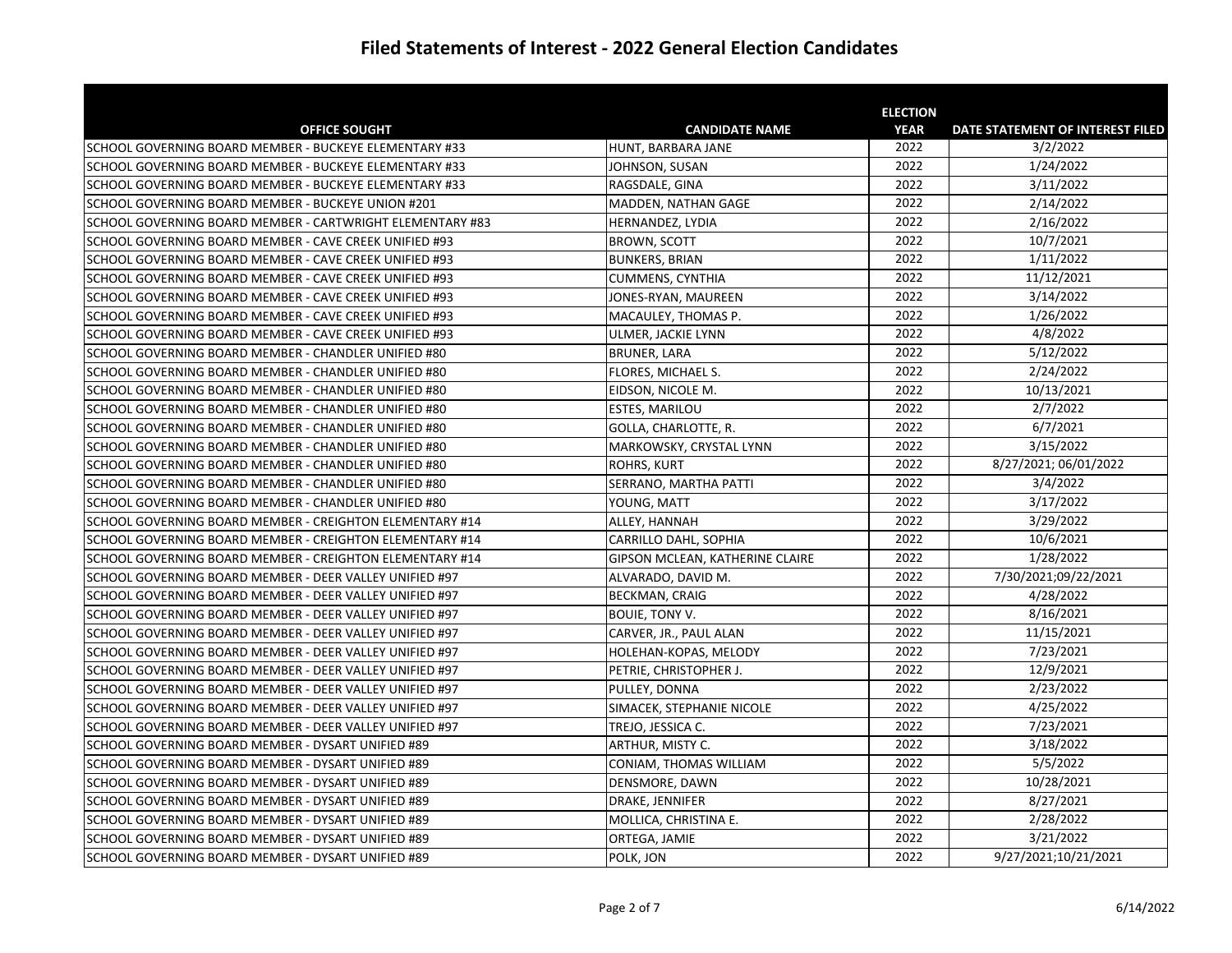# Filed Statements of Interest - 2022 General Election Candidates

| OFFICE SOUGHT | CANDIDATE NAME | ELECTION YEAR | DATE STATEMENT OF INTEREST FILED |
|---|---|---|---|
| SCHOOL GOVERNING BOARD MEMBER - BUCKEYE ELEMENTARY #33 | HUNT, BARBARA JANE | 2022 | 3/2/2022 |
| SCHOOL GOVERNING BOARD MEMBER - BUCKEYE ELEMENTARY #33 | JOHNSON, SUSAN | 2022 | 1/24/2022 |
| SCHOOL GOVERNING BOARD MEMBER - BUCKEYE ELEMENTARY #33 | RAGSDALE, GINA | 2022 | 3/11/2022 |
| SCHOOL GOVERNING BOARD MEMBER - BUCKEYE UNION #201 | MADDEN, NATHAN GAGE | 2022 | 2/14/2022 |
| SCHOOL GOVERNING BOARD MEMBER - CARTWRIGHT ELEMENTARY #83 | HERNANDEZ, LYDIA | 2022 | 2/16/2022 |
| SCHOOL GOVERNING BOARD MEMBER - CAVE CREEK UNIFIED #93 | BROWN, SCOTT | 2022 | 10/7/2021 |
| SCHOOL GOVERNING BOARD MEMBER - CAVE CREEK UNIFIED #93 | BUNKERS, BRIAN | 2022 | 1/11/2022 |
| SCHOOL GOVERNING BOARD MEMBER - CAVE CREEK UNIFIED #93 | CUMMENS, CYNTHIA | 2022 | 11/12/2021 |
| SCHOOL GOVERNING BOARD MEMBER - CAVE CREEK UNIFIED #93 | JONES-RYAN, MAUREEN | 2022 | 3/14/2022 |
| SCHOOL GOVERNING BOARD MEMBER - CAVE CREEK UNIFIED #93 | MACAULEY, THOMAS P. | 2022 | 1/26/2022 |
| SCHOOL GOVERNING BOARD MEMBER - CAVE CREEK UNIFIED #93 | ULMER, JACKIE LYNN | 2022 | 4/8/2022 |
| SCHOOL GOVERNING BOARD MEMBER - CHANDLER UNIFIED #80 | BRUNER, LARA | 2022 | 5/12/2022 |
| SCHOOL GOVERNING BOARD MEMBER - CHANDLER UNIFIED #80 | FLORES, MICHAEL S. | 2022 | 2/24/2022 |
| SCHOOL GOVERNING BOARD MEMBER - CHANDLER UNIFIED #80 | EIDSON, NICOLE M. | 2022 | 10/13/2021 |
| SCHOOL GOVERNING BOARD MEMBER - CHANDLER UNIFIED #80 | ESTES, MARILOU | 2022 | 2/7/2022 |
| SCHOOL GOVERNING BOARD MEMBER - CHANDLER UNIFIED #80 | GOLLA, CHARLOTTE, R. | 2022 | 6/7/2021 |
| SCHOOL GOVERNING BOARD MEMBER - CHANDLER UNIFIED #80 | MARKOWSKY, CRYSTAL LYNN | 2022 | 3/15/2022 |
| SCHOOL GOVERNING BOARD MEMBER - CHANDLER UNIFIED #80 | ROHRS, KURT | 2022 | 8/27/2021; 06/01/2022 |
| SCHOOL GOVERNING BOARD MEMBER - CHANDLER UNIFIED #80 | SERRANO, MARTHA PATTI | 2022 | 3/4/2022 |
| SCHOOL GOVERNING BOARD MEMBER - CHANDLER UNIFIED #80 | YOUNG, MATT | 2022 | 3/17/2022 |
| SCHOOL GOVERNING BOARD MEMBER - CREIGHTON ELEMENTARY #14 | ALLEY, HANNAH | 2022 | 3/29/2022 |
| SCHOOL GOVERNING BOARD MEMBER - CREIGHTON ELEMENTARY #14 | CARRILLO DAHL, SOPHIA | 2022 | 10/6/2021 |
| SCHOOL GOVERNING BOARD MEMBER - CREIGHTON ELEMENTARY #14 | GIPSON MCLEAN, KATHERINE CLAIRE | 2022 | 1/28/2022 |
| SCHOOL GOVERNING BOARD MEMBER - DEER VALLEY UNIFIED #97 | ALVARADO, DAVID M. | 2022 | 7/30/2021;09/22/2021 |
| SCHOOL GOVERNING BOARD MEMBER - DEER VALLEY UNIFIED #97 | BECKMAN, CRAIG | 2022 | 4/28/2022 |
| SCHOOL GOVERNING BOARD MEMBER - DEER VALLEY UNIFIED #97 | BOUIE, TONY V. | 2022 | 8/16/2021 |
| SCHOOL GOVERNING BOARD MEMBER - DEER VALLEY UNIFIED #97 | CARVER, JR., PAUL ALAN | 2022 | 11/15/2021 |
| SCHOOL GOVERNING BOARD MEMBER - DEER VALLEY UNIFIED #97 | HOLEHAN-KOPAS, MELODY | 2022 | 7/23/2021 |
| SCHOOL GOVERNING BOARD MEMBER - DEER VALLEY UNIFIED #97 | PETRIE, CHRISTOPHER J. | 2022 | 12/9/2021 |
| SCHOOL GOVERNING BOARD MEMBER - DEER VALLEY UNIFIED #97 | PULLEY, DONNA | 2022 | 2/23/2022 |
| SCHOOL GOVERNING BOARD MEMBER - DEER VALLEY UNIFIED #97 | SIMACEK, STEPHANIE NICOLE | 2022 | 4/25/2022 |
| SCHOOL GOVERNING BOARD MEMBER - DEER VALLEY UNIFIED #97 | TREJO, JESSICA C. | 2022 | 7/23/2021 |
| SCHOOL GOVERNING BOARD MEMBER - DYSART UNIFIED #89 | ARTHUR, MISTY C. | 2022 | 3/18/2022 |
| SCHOOL GOVERNING BOARD MEMBER - DYSART UNIFIED #89 | CONIAM, THOMAS WILLIAM | 2022 | 5/5/2022 |
| SCHOOL GOVERNING BOARD MEMBER - DYSART UNIFIED #89 | DENSMORE, DAWN | 2022 | 10/28/2021 |
| SCHOOL GOVERNING BOARD MEMBER - DYSART UNIFIED #89 | DRAKE, JENNIFER | 2022 | 8/27/2021 |
| SCHOOL GOVERNING BOARD MEMBER - DYSART UNIFIED #89 | MOLLICA, CHRISTINA E. | 2022 | 2/28/2022 |
| SCHOOL GOVERNING BOARD MEMBER - DYSART UNIFIED #89 | ORTEGA, JAMIE | 2022 | 3/21/2022 |
| SCHOOL GOVERNING BOARD MEMBER - DYSART UNIFIED #89 | POLK, JON | 2022 | 9/27/2021;10/21/2021 |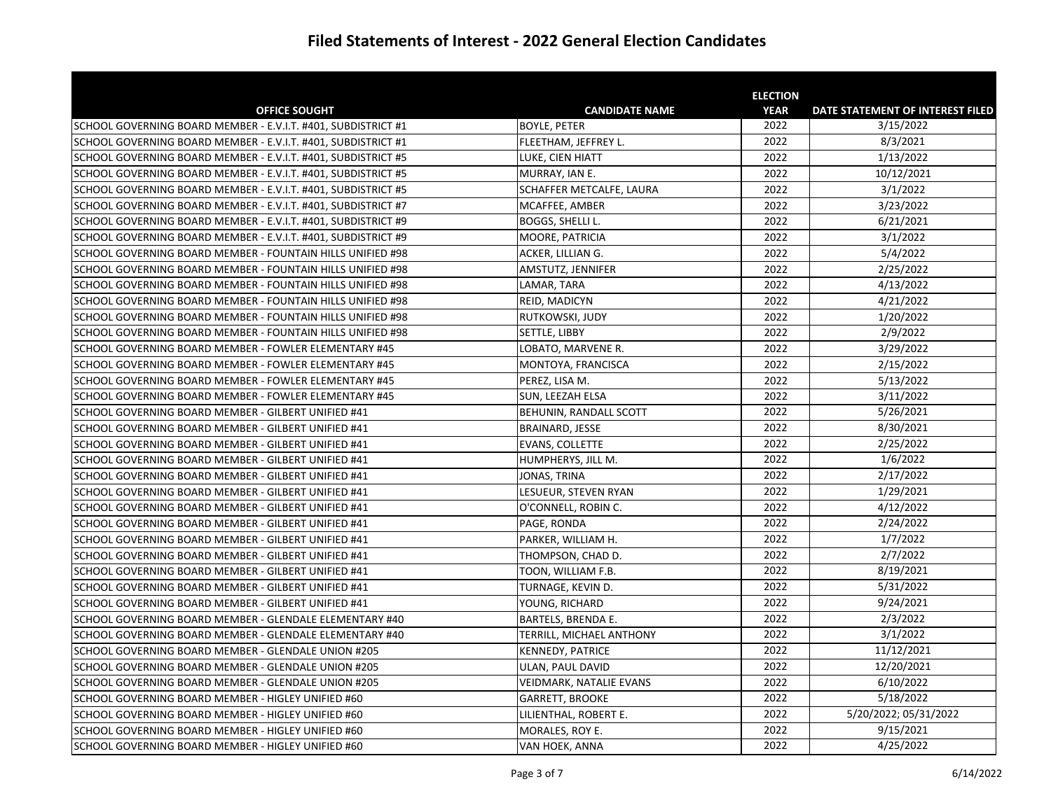# Filed Statements of Interest - 2022 General Election Candidates

| OFFICE SOUGHT | CANDIDATE NAME | ELECTION YEAR | DATE STATEMENT OF INTEREST FILED |
|---|---|---|---|
| SCHOOL GOVERNING BOARD MEMBER - E.V.I.T. #401, SUBDISTRICT #1 | BOYLE, PETER | 2022 | 3/15/2022 |
| SCHOOL GOVERNING BOARD MEMBER - E.V.I.T. #401, SUBDISTRICT #1 | FLEETHAM, JEFFREY L. | 2022 | 8/3/2021 |
| SCHOOL GOVERNING BOARD MEMBER - E.V.I.T. #401, SUBDISTRICT #5 | LUKE, CIEN HIATT | 2022 | 1/13/2022 |
| SCHOOL GOVERNING BOARD MEMBER - E.V.I.T. #401, SUBDISTRICT #5 | MURRAY, IAN E. | 2022 | 10/12/2021 |
| SCHOOL GOVERNING BOARD MEMBER - E.V.I.T. #401, SUBDISTRICT #5 | SCHAFFER METCALFE, LAURA | 2022 | 3/1/2022 |
| SCHOOL GOVERNING BOARD MEMBER - E.V.I.T. #401, SUBDISTRICT #7 | MCAFFEE, AMBER | 2022 | 3/23/2022 |
| SCHOOL GOVERNING BOARD MEMBER - E.V.I.T. #401, SUBDISTRICT #9 | BOGGS, SHELLI L. | 2022 | 6/21/2021 |
| SCHOOL GOVERNING BOARD MEMBER - E.V.I.T. #401, SUBDISTRICT #9 | MOORE, PATRICIA | 2022 | 3/1/2022 |
| SCHOOL GOVERNING BOARD MEMBER - FOUNTAIN HILLS UNIFIED #98 | ACKER, LILLIAN G. | 2022 | 5/4/2022 |
| SCHOOL GOVERNING BOARD MEMBER - FOUNTAIN HILLS UNIFIED #98 | AMSTUTZ, JENNIFER | 2022 | 2/25/2022 |
| SCHOOL GOVERNING BOARD MEMBER - FOUNTAIN HILLS UNIFIED #98 | LAMAR, TARA | 2022 | 4/13/2022 |
| SCHOOL GOVERNING BOARD MEMBER - FOUNTAIN HILLS UNIFIED #98 | REID, MADICYN | 2022 | 4/21/2022 |
| SCHOOL GOVERNING BOARD MEMBER - FOUNTAIN HILLS UNIFIED #98 | RUTKOWSKI, JUDY | 2022 | 1/20/2022 |
| SCHOOL GOVERNING BOARD MEMBER - FOUNTAIN HILLS UNIFIED #98 | SETTLE, LIBBY | 2022 | 2/9/2022 |
| SCHOOL GOVERNING BOARD MEMBER - FOWLER ELEMENTARY #45 | LOBATO, MARVENE R. | 2022 | 3/29/2022 |
| SCHOOL GOVERNING BOARD MEMBER - FOWLER ELEMENTARY #45 | MONTOYA, FRANCISCA | 2022 | 2/15/2022 |
| SCHOOL GOVERNING BOARD MEMBER - FOWLER ELEMENTARY #45 | PEREZ, LISA M. | 2022 | 5/13/2022 |
| SCHOOL GOVERNING BOARD MEMBER - FOWLER ELEMENTARY #45 | SUN, LEEZAH ELSA | 2022 | 3/11/2022 |
| SCHOOL GOVERNING BOARD MEMBER - GILBERT UNIFIED #41 | BEHUNIN, RANDALL SCOTT | 2022 | 5/26/2021 |
| SCHOOL GOVERNING BOARD MEMBER - GILBERT UNIFIED #41 | BRAINARD, JESSE | 2022 | 8/30/2021 |
| SCHOOL GOVERNING BOARD MEMBER - GILBERT UNIFIED #41 | EVANS, COLLETTE | 2022 | 2/25/2022 |
| SCHOOL GOVERNING BOARD MEMBER - GILBERT UNIFIED #41 | HUMPHERYS, JILL M. | 2022 | 1/6/2022 |
| SCHOOL GOVERNING BOARD MEMBER - GILBERT UNIFIED #41 | JONAS, TRINA | 2022 | 2/17/2022 |
| SCHOOL GOVERNING BOARD MEMBER - GILBERT UNIFIED #41 | LESUEUR, STEVEN RYAN | 2022 | 1/29/2021 |
| SCHOOL GOVERNING BOARD MEMBER - GILBERT UNIFIED #41 | O'CONNELL, ROBIN C. | 2022 | 4/12/2022 |
| SCHOOL GOVERNING BOARD MEMBER - GILBERT UNIFIED #41 | PAGE, RONDA | 2022 | 2/24/2022 |
| SCHOOL GOVERNING BOARD MEMBER - GILBERT UNIFIED #41 | PARKER, WILLIAM H. | 2022 | 1/7/2022 |
| SCHOOL GOVERNING BOARD MEMBER - GILBERT UNIFIED #41 | THOMPSON, CHAD D. | 2022 | 2/7/2022 |
| SCHOOL GOVERNING BOARD MEMBER - GILBERT UNIFIED #41 | TOON, WILLIAM F.B. | 2022 | 8/19/2021 |
| SCHOOL GOVERNING BOARD MEMBER - GILBERT UNIFIED #41 | TURNAGE, KEVIN D. | 2022 | 5/31/2022 |
| SCHOOL GOVERNING BOARD MEMBER - GILBERT UNIFIED #41 | YOUNG, RICHARD | 2022 | 9/24/2021 |
| SCHOOL GOVERNING BOARD MEMBER - GLENDALE ELEMENTARY #40 | BARTELS, BRENDA E. | 2022 | 2/3/2022 |
| SCHOOL GOVERNING BOARD MEMBER - GLENDALE ELEMENTARY #40 | TERRILL, MICHAEL ANTHONY | 2022 | 3/1/2022 |
| SCHOOL GOVERNING BOARD MEMBER - GLENDALE UNION #205 | KENNEDY, PATRICE | 2022 | 11/12/2021 |
| SCHOOL GOVERNING BOARD MEMBER - GLENDALE UNION #205 | ULAN, PAUL DAVID | 2022 | 12/20/2021 |
| SCHOOL GOVERNING BOARD MEMBER - GLENDALE UNION #205 | VEIDMARK, NATALIE EVANS | 2022 | 6/10/2022 |
| SCHOOL GOVERNING BOARD MEMBER - HIGLEY UNIFIED #60 | GARRETT, BROOKE | 2022 | 5/18/2022 |
| SCHOOL GOVERNING BOARD MEMBER - HIGLEY UNIFIED #60 | LILIENTHAL, ROBERT E. | 2022 | 5/20/2022; 05/31/2022 |
| SCHOOL GOVERNING BOARD MEMBER - HIGLEY UNIFIED #60 | MORALES, ROY E. | 2022 | 9/15/2021 |
| SCHOOL GOVERNING BOARD MEMBER - HIGLEY UNIFIED #60 | VAN HOEK, ANNA | 2022 | 4/25/2022 |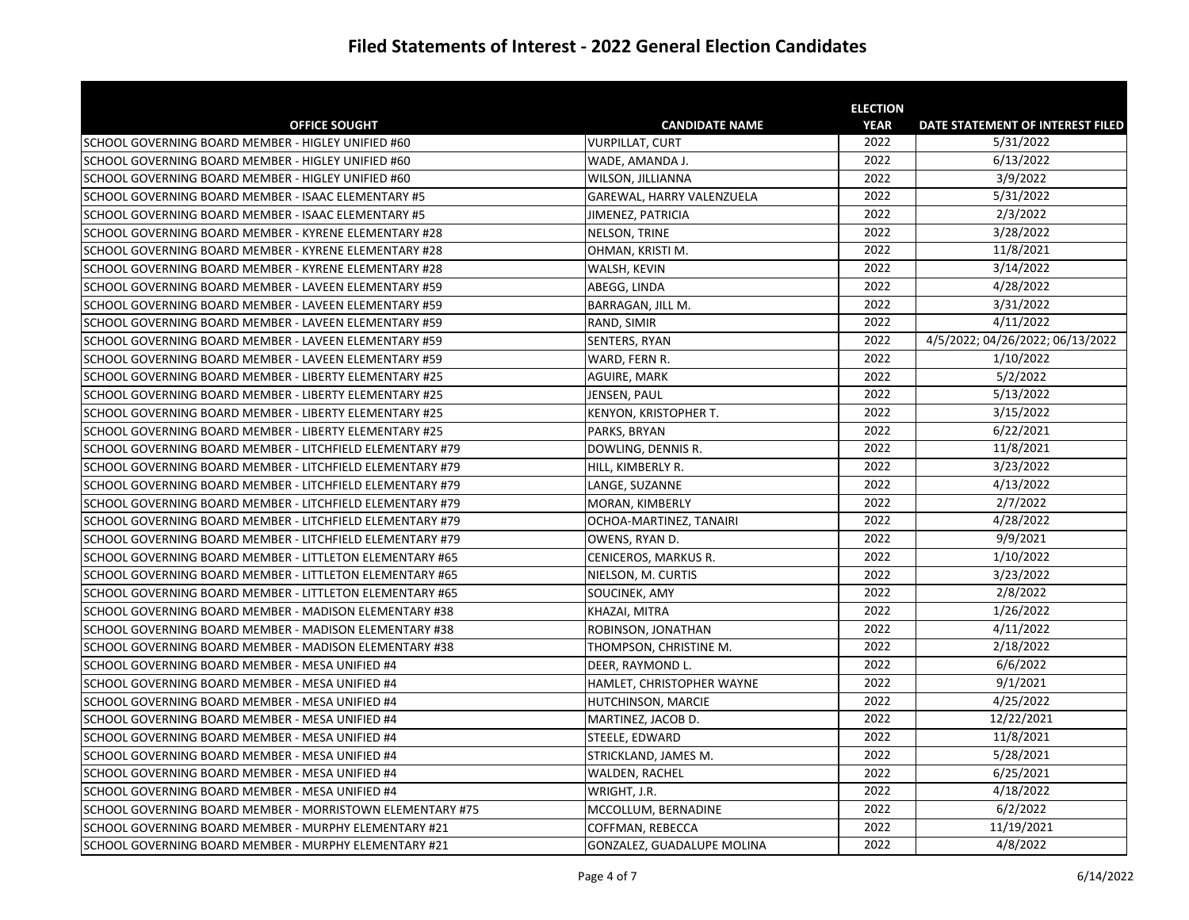# Filed Statements of Interest - 2022 General Election Candidates

| OFFICE SOUGHT | CANDIDATE NAME | ELECTION YEAR | DATE STATEMENT OF INTEREST FILED |
|---|---|---|---|
| SCHOOL GOVERNING BOARD MEMBER - HIGLEY UNIFIED #60 | VURPILLAT, CURT | 2022 | 5/31/2022 |
| SCHOOL GOVERNING BOARD MEMBER - HIGLEY UNIFIED #60 | WADE, AMANDA J. | 2022 | 6/13/2022 |
| SCHOOL GOVERNING BOARD MEMBER - HIGLEY UNIFIED #60 | WILSON, JILLIANNA | 2022 | 3/9/2022 |
| SCHOOL GOVERNING BOARD MEMBER - ISAAC ELEMENTARY #5 | GAREWAL, HARRY VALENZUELA | 2022 | 5/31/2022 |
| SCHOOL GOVERNING BOARD MEMBER - ISAAC ELEMENTARY #5 | JIMENEZ, PATRICIA | 2022 | 2/3/2022 |
| SCHOOL GOVERNING BOARD MEMBER - KYRENE ELEMENTARY #28 | NELSON, TRINE | 2022 | 3/28/2022 |
| SCHOOL GOVERNING BOARD MEMBER - KYRENE ELEMENTARY #28 | OHMAN, KRISTI M. | 2022 | 11/8/2021 |
| SCHOOL GOVERNING BOARD MEMBER - KYRENE ELEMENTARY #28 | WALSH, KEVIN | 2022 | 3/14/2022 |
| SCHOOL GOVERNING BOARD MEMBER - LAVEEN ELEMENTARY #59 | ABEGG, LINDA | 2022 | 4/28/2022 |
| SCHOOL GOVERNING BOARD MEMBER - LAVEEN ELEMENTARY #59 | BARRAGAN, JILL M. | 2022 | 3/31/2022 |
| SCHOOL GOVERNING BOARD MEMBER - LAVEEN ELEMENTARY #59 | RAND, SIMIR | 2022 | 4/11/2022 |
| SCHOOL GOVERNING BOARD MEMBER - LAVEEN ELEMENTARY #59 | SENTERS, RYAN | 2022 | 4/5/2022; 04/26/2022; 06/13/2022 |
| SCHOOL GOVERNING BOARD MEMBER - LAVEEN ELEMENTARY #59 | WARD, FERN R. | 2022 | 1/10/2022 |
| SCHOOL GOVERNING BOARD MEMBER - LIBERTY ELEMENTARY #25 | AGUIRE, MARK | 2022 | 5/2/2022 |
| SCHOOL GOVERNING BOARD MEMBER - LIBERTY ELEMENTARY #25 | JENSEN, PAUL | 2022 | 5/13/2022 |
| SCHOOL GOVERNING BOARD MEMBER - LIBERTY ELEMENTARY #25 | KENYON, KRISTOPHER T. | 2022 | 3/15/2022 |
| SCHOOL GOVERNING BOARD MEMBER - LIBERTY ELEMENTARY #25 | PARKS, BRYAN | 2022 | 6/22/2021 |
| SCHOOL GOVERNING BOARD MEMBER - LITCHFIELD ELEMENTARY #79 | DOWLING, DENNIS R. | 2022 | 11/8/2021 |
| SCHOOL GOVERNING BOARD MEMBER - LITCHFIELD ELEMENTARY #79 | HILL, KIMBERLY R. | 2022 | 3/23/2022 |
| SCHOOL GOVERNING BOARD MEMBER - LITCHFIELD ELEMENTARY #79 | LANGE, SUZANNE | 2022 | 4/13/2022 |
| SCHOOL GOVERNING BOARD MEMBER - LITCHFIELD ELEMENTARY #79 | MORAN, KIMBERLY | 2022 | 2/7/2022 |
| SCHOOL GOVERNING BOARD MEMBER - LITCHFIELD ELEMENTARY #79 | OCHOA-MARTINEZ, TANAIRI | 2022 | 4/28/2022 |
| SCHOOL GOVERNING BOARD MEMBER - LITCHFIELD ELEMENTARY #79 | OWENS, RYAN D. | 2022 | 9/9/2021 |
| SCHOOL GOVERNING BOARD MEMBER - LITTLETON ELEMENTARY #65 | CENICEROS, MARKUS R. | 2022 | 1/10/2022 |
| SCHOOL GOVERNING BOARD MEMBER - LITTLETON ELEMENTARY #65 | NIELSON, M. CURTIS | 2022 | 3/23/2022 |
| SCHOOL GOVERNING BOARD MEMBER - LITTLETON ELEMENTARY #65 | SOUCINEK, AMY | 2022 | 2/8/2022 |
| SCHOOL GOVERNING BOARD MEMBER - MADISON ELEMENTARY #38 | KHAZAI, MITRA | 2022 | 1/26/2022 |
| SCHOOL GOVERNING BOARD MEMBER - MADISON ELEMENTARY #38 | ROBINSON, JONATHAN | 2022 | 4/11/2022 |
| SCHOOL GOVERNING BOARD MEMBER - MADISON ELEMENTARY #38 | THOMPSON, CHRISTINE M. | 2022 | 2/18/2022 |
| SCHOOL GOVERNING BOARD MEMBER - MESA UNIFIED #4 | DEER, RAYMOND L. | 2022 | 6/6/2022 |
| SCHOOL GOVERNING BOARD MEMBER - MESA UNIFIED #4 | HAMLET, CHRISTOPHER WAYNE | 2022 | 9/1/2021 |
| SCHOOL GOVERNING BOARD MEMBER - MESA UNIFIED #4 | HUTCHINSON, MARCIE | 2022 | 4/25/2022 |
| SCHOOL GOVERNING BOARD MEMBER - MESA UNIFIED #4 | MARTINEZ, JACOB D. | 2022 | 12/22/2021 |
| SCHOOL GOVERNING BOARD MEMBER - MESA UNIFIED #4 | STEELE, EDWARD | 2022 | 11/8/2021 |
| SCHOOL GOVERNING BOARD MEMBER - MESA UNIFIED #4 | STRICKLAND, JAMES M. | 2022 | 5/28/2021 |
| SCHOOL GOVERNING BOARD MEMBER - MESA UNIFIED #4 | WALDEN, RACHEL | 2022 | 6/25/2021 |
| SCHOOL GOVERNING BOARD MEMBER - MESA UNIFIED #4 | WRIGHT, J.R. | 2022 | 4/18/2022 |
| SCHOOL GOVERNING BOARD MEMBER - MORRISTOWN ELEMENTARY #75 | MCCOLLUM, BERNADINE | 2022 | 6/2/2022 |
| SCHOOL GOVERNING BOARD MEMBER - MURPHY ELEMENTARY #21 | COFFMAN, REBECCA | 2022 | 11/19/2021 |
| SCHOOL GOVERNING BOARD MEMBER - MURPHY ELEMENTARY #21 | GONZALEZ, GUADALUPE MOLINA | 2022 | 4/8/2022 |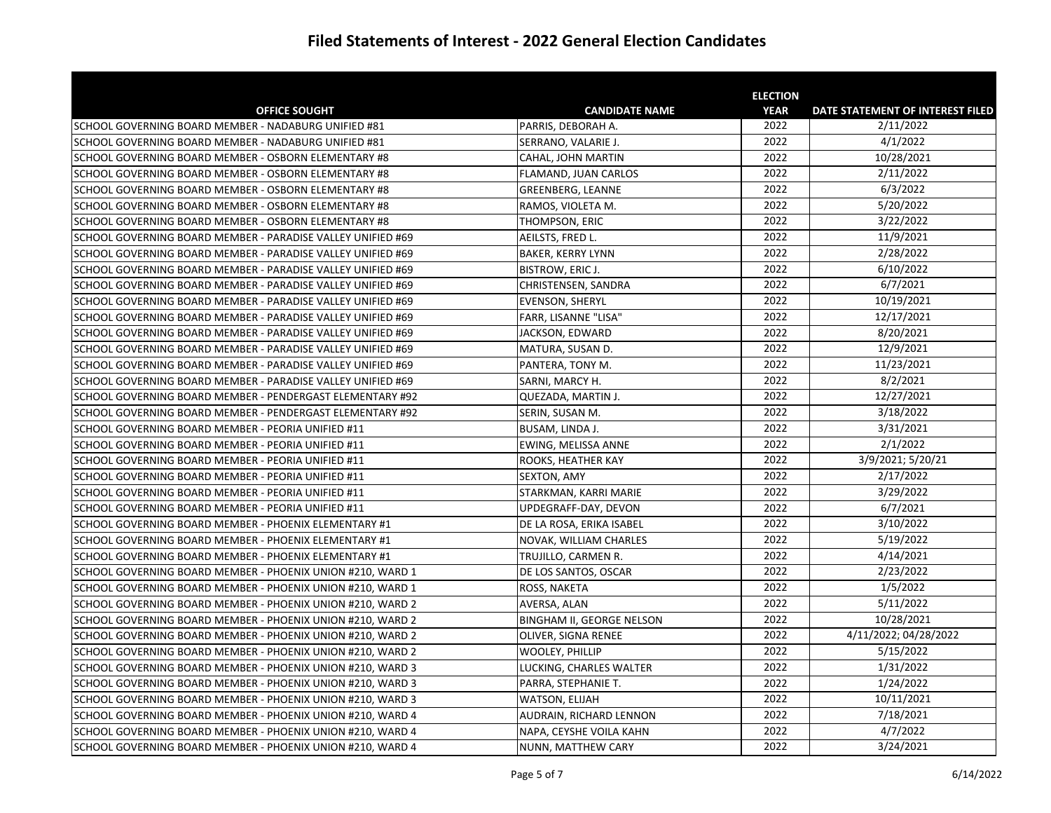# Filed Statements of Interest - 2022 General Election Candidates

| OFFICE SOUGHT | CANDIDATE NAME | ELECTION YEAR | DATE STATEMENT OF INTEREST FILED |
|---|---|---|---|
| SCHOOL GOVERNING BOARD MEMBER - NADABURG UNIFIED #81 | PARRIS, DEBORAH A. | 2022 | 2/11/2022 |
| SCHOOL GOVERNING BOARD MEMBER - NADABURG UNIFIED #81 | SERRANO, VALARIE J. | 2022 | 4/1/2022 |
| SCHOOL GOVERNING BOARD MEMBER - OSBORN ELEMENTARY #8 | CAHAL, JOHN MARTIN | 2022 | 10/28/2021 |
| SCHOOL GOVERNING BOARD MEMBER - OSBORN ELEMENTARY #8 | FLAMAND, JUAN CARLOS | 2022 | 2/11/2022 |
| SCHOOL GOVERNING BOARD MEMBER - OSBORN ELEMENTARY #8 | GREENBERG, LEANNE | 2022 | 6/3/2022 |
| SCHOOL GOVERNING BOARD MEMBER - OSBORN ELEMENTARY #8 | RAMOS, VIOLETA M. | 2022 | 5/20/2022 |
| SCHOOL GOVERNING BOARD MEMBER - OSBORN ELEMENTARY #8 | THOMPSON, ERIC | 2022 | 3/22/2022 |
| SCHOOL GOVERNING BOARD MEMBER - PARADISE VALLEY UNIFIED #69 | AEILSTS, FRED L. | 2022 | 11/9/2021 |
| SCHOOL GOVERNING BOARD MEMBER - PARADISE VALLEY UNIFIED #69 | BAKER, KERRY LYNN | 2022 | 2/28/2022 |
| SCHOOL GOVERNING BOARD MEMBER - PARADISE VALLEY UNIFIED #69 | BISTROW, ERIC J. | 2022 | 6/10/2022 |
| SCHOOL GOVERNING BOARD MEMBER - PARADISE VALLEY UNIFIED #69 | CHRISTENSEN, SANDRA | 2022 | 6/7/2021 |
| SCHOOL GOVERNING BOARD MEMBER - PARADISE VALLEY UNIFIED #69 | EVENSON, SHERYL | 2022 | 10/19/2021 |
| SCHOOL GOVERNING BOARD MEMBER - PARADISE VALLEY UNIFIED #69 | FARR, LISANNE "LISA" | 2022 | 12/17/2021 |
| SCHOOL GOVERNING BOARD MEMBER - PARADISE VALLEY UNIFIED #69 | JACKSON, EDWARD | 2022 | 8/20/2021 |
| SCHOOL GOVERNING BOARD MEMBER - PARADISE VALLEY UNIFIED #69 | MATURA, SUSAN D. | 2022 | 12/9/2021 |
| SCHOOL GOVERNING BOARD MEMBER - PARADISE VALLEY UNIFIED #69 | PANTERA, TONY M. | 2022 | 11/23/2021 |
| SCHOOL GOVERNING BOARD MEMBER - PARADISE VALLEY UNIFIED #69 | SARNI, MARCY H. | 2022 | 8/2/2021 |
| SCHOOL GOVERNING BOARD MEMBER - PENDERGAST ELEMENTARY #92 | QUEZADA, MARTIN J. | 2022 | 12/27/2021 |
| SCHOOL GOVERNING BOARD MEMBER - PENDERGAST ELEMENTARY #92 | SERIN, SUSAN M. | 2022 | 3/18/2022 |
| SCHOOL GOVERNING BOARD MEMBER - PEORIA UNIFIED #11 | BUSAM, LINDA J. | 2022 | 3/31/2021 |
| SCHOOL GOVERNING BOARD MEMBER - PEORIA UNIFIED #11 | EWING, MELISSA ANNE | 2022 | 2/1/2022 |
| SCHOOL GOVERNING BOARD MEMBER - PEORIA UNIFIED #11 | ROOKS, HEATHER KAY | 2022 | 3/9/2021; 5/20/21 |
| SCHOOL GOVERNING BOARD MEMBER - PEORIA UNIFIED #11 | SEXTON, AMY | 2022 | 2/17/2022 |
| SCHOOL GOVERNING BOARD MEMBER - PEORIA UNIFIED #11 | STARKMAN, KARRI MARIE | 2022 | 3/29/2022 |
| SCHOOL GOVERNING BOARD MEMBER - PEORIA UNIFIED #11 | UPDEGRAFF-DAY, DEVON | 2022 | 6/7/2021 |
| SCHOOL GOVERNING BOARD MEMBER - PHOENIX ELEMENTARY #1 | DE LA ROSA, ERIKA ISABEL | 2022 | 3/10/2022 |
| SCHOOL GOVERNING BOARD MEMBER - PHOENIX ELEMENTARY #1 | NOVAK, WILLIAM CHARLES | 2022 | 5/19/2022 |
| SCHOOL GOVERNING BOARD MEMBER - PHOENIX ELEMENTARY #1 | TRUJILLO, CARMEN R. | 2022 | 4/14/2021 |
| SCHOOL GOVERNING BOARD MEMBER - PHOENIX UNION #210, WARD 1 | DE LOS SANTOS, OSCAR | 2022 | 2/23/2022 |
| SCHOOL GOVERNING BOARD MEMBER - PHOENIX UNION #210, WARD 1 | ROSS, NAKETA | 2022 | 1/5/2022 |
| SCHOOL GOVERNING BOARD MEMBER - PHOENIX UNION #210, WARD 2 | AVERSA, ALAN | 2022 | 5/11/2022 |
| SCHOOL GOVERNING BOARD MEMBER - PHOENIX UNION #210, WARD 2 | BINGHAM II, GEORGE NELSON | 2022 | 10/28/2021 |
| SCHOOL GOVERNING BOARD MEMBER - PHOENIX UNION #210, WARD 2 | OLIVER, SIGNA RENEE | 2022 | 4/11/2022; 04/28/2022 |
| SCHOOL GOVERNING BOARD MEMBER - PHOENIX UNION #210, WARD 2 | WOOLEY, PHILLIP | 2022 | 5/15/2022 |
| SCHOOL GOVERNING BOARD MEMBER - PHOENIX UNION #210, WARD 3 | LUCKING, CHARLES WALTER | 2022 | 1/31/2022 |
| SCHOOL GOVERNING BOARD MEMBER - PHOENIX UNION #210, WARD 3 | PARRA, STEPHANIE T. | 2022 | 1/24/2022 |
| SCHOOL GOVERNING BOARD MEMBER - PHOENIX UNION #210, WARD 3 | WATSON, ELIJAH | 2022 | 10/11/2021 |
| SCHOOL GOVERNING BOARD MEMBER - PHOENIX UNION #210, WARD 4 | AUDRAIN, RICHARD LENNON | 2022 | 7/18/2021 |
| SCHOOL GOVERNING BOARD MEMBER - PHOENIX UNION #210, WARD 4 | NAPA, CEYSHE VOILA KAHN | 2022 | 4/7/2022 |
| SCHOOL GOVERNING BOARD MEMBER - PHOENIX UNION #210, WARD 4 | NUNN, MATTHEW CARY | 2022 | 3/24/2021 |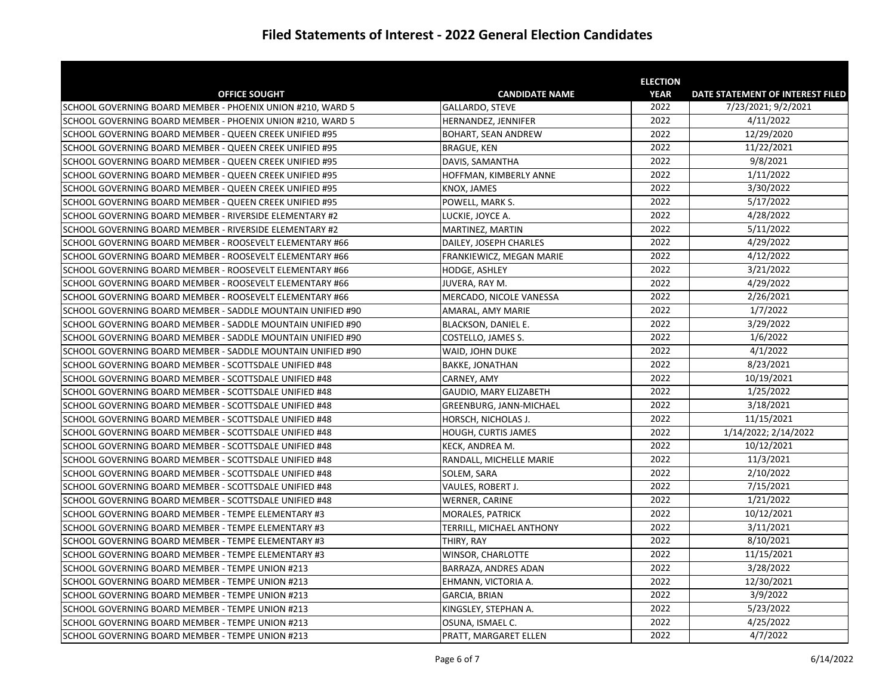# Filed Statements of Interest - 2022 General Election Candidates

| OFFICE SOUGHT | CANDIDATE NAME | ELECTION YEAR | DATE STATEMENT OF INTEREST FILED |
|---|---|---|---|
| SCHOOL GOVERNING BOARD MEMBER - PHOENIX UNION #210, WARD 5 | GALLARDO, STEVE | 2022 | 7/23/2021; 9/2/2021 |
| SCHOOL GOVERNING BOARD MEMBER - PHOENIX UNION #210, WARD 5 | HERNANDEZ, JENNIFER | 2022 | 4/11/2022 |
| SCHOOL GOVERNING BOARD MEMBER - QUEEN CREEK UNIFIED #95 | BOHART, SEAN ANDREW | 2022 | 12/29/2020 |
| SCHOOL GOVERNING BOARD MEMBER - QUEEN CREEK UNIFIED #95 | BRAGUE, KEN | 2022 | 11/22/2021 |
| SCHOOL GOVERNING BOARD MEMBER - QUEEN CREEK UNIFIED #95 | DAVIS, SAMANTHA | 2022 | 9/8/2021 |
| SCHOOL GOVERNING BOARD MEMBER - QUEEN CREEK UNIFIED #95 | HOFFMAN, KIMBERLY ANNE | 2022 | 1/11/2022 |
| SCHOOL GOVERNING BOARD MEMBER - QUEEN CREEK UNIFIED #95 | KNOX, JAMES | 2022 | 3/30/2022 |
| SCHOOL GOVERNING BOARD MEMBER - QUEEN CREEK UNIFIED #95 | POWELL, MARK S. | 2022 | 5/17/2022 |
| SCHOOL GOVERNING BOARD MEMBER - RIVERSIDE ELEMENTARY #2 | LUCKIE, JOYCE A. | 2022 | 4/28/2022 |
| SCHOOL GOVERNING BOARD MEMBER - RIVERSIDE ELEMENTARY #2 | MARTINEZ, MARTIN | 2022 | 5/11/2022 |
| SCHOOL GOVERNING BOARD MEMBER - ROOSEVELT ELEMENTARY #66 | DAILEY, JOSEPH CHARLES | 2022 | 4/29/2022 |
| SCHOOL GOVERNING BOARD MEMBER - ROOSEVELT ELEMENTARY #66 | FRANKIEWICZ, MEGAN MARIE | 2022 | 4/12/2022 |
| SCHOOL GOVERNING BOARD MEMBER - ROOSEVELT ELEMENTARY #66 | HODGE, ASHLEY | 2022 | 3/21/2022 |
| SCHOOL GOVERNING BOARD MEMBER - ROOSEVELT ELEMENTARY #66 | JUVERA, RAY M. | 2022 | 4/29/2022 |
| SCHOOL GOVERNING BOARD MEMBER - ROOSEVELT ELEMENTARY #66 | MERCADO, NICOLE VANESSA | 2022 | 2/26/2021 |
| SCHOOL GOVERNING BOARD MEMBER - SADDLE MOUNTAIN UNIFIED #90 | AMARAL, AMY MARIE | 2022 | 1/7/2022 |
| SCHOOL GOVERNING BOARD MEMBER - SADDLE MOUNTAIN UNIFIED #90 | BLACKSON, DANIEL E. | 2022 | 3/29/2022 |
| SCHOOL GOVERNING BOARD MEMBER - SADDLE MOUNTAIN UNIFIED #90 | COSTELLO, JAMES S. | 2022 | 1/6/2022 |
| SCHOOL GOVERNING BOARD MEMBER - SADDLE MOUNTAIN UNIFIED #90 | WAID, JOHN DUKE | 2022 | 4/1/2022 |
| SCHOOL GOVERNING BOARD MEMBER - SCOTTSDALE UNIFIED #48 | BAKKE, JONATHAN | 2022 | 8/23/2021 |
| SCHOOL GOVERNING BOARD MEMBER - SCOTTSDALE UNIFIED #48 | CARNEY, AMY | 2022 | 10/19/2021 |
| SCHOOL GOVERNING BOARD MEMBER - SCOTTSDALE UNIFIED #48 | GAUDIO, MARY ELIZABETH | 2022 | 1/25/2022 |
| SCHOOL GOVERNING BOARD MEMBER - SCOTTSDALE UNIFIED #48 | GREENBURG, JANN-MICHAEL | 2022 | 3/18/2021 |
| SCHOOL GOVERNING BOARD MEMBER - SCOTTSDALE UNIFIED #48 | HORSCH, NICHOLAS J. | 2022 | 11/15/2021 |
| SCHOOL GOVERNING BOARD MEMBER - SCOTTSDALE UNIFIED #48 | HOUGH, CURTIS JAMES | 2022 | 1/14/2022; 2/14/2022 |
| SCHOOL GOVERNING BOARD MEMBER - SCOTTSDALE UNIFIED #48 | KECK, ANDREA M. | 2022 | 10/12/2021 |
| SCHOOL GOVERNING BOARD MEMBER - SCOTTSDALE UNIFIED #48 | RANDALL, MICHELLE MARIE | 2022 | 11/3/2021 |
| SCHOOL GOVERNING BOARD MEMBER - SCOTTSDALE UNIFIED #48 | SOLEM, SARA | 2022 | 2/10/2022 |
| SCHOOL GOVERNING BOARD MEMBER - SCOTTSDALE UNIFIED #48 | VAULES, ROBERT J. | 2022 | 7/15/2021 |
| SCHOOL GOVERNING BOARD MEMBER - SCOTTSDALE UNIFIED #48 | WERNER, CARINE | 2022 | 1/21/2022 |
| SCHOOL GOVERNING BOARD MEMBER - TEMPE ELEMENTARY #3 | MORALES, PATRICK | 2022 | 10/12/2021 |
| SCHOOL GOVERNING BOARD MEMBER - TEMPE ELEMENTARY #3 | TERRILL, MICHAEL ANTHONY | 2022 | 3/11/2021 |
| SCHOOL GOVERNING BOARD MEMBER - TEMPE ELEMENTARY #3 | THIRY, RAY | 2022 | 8/10/2021 |
| SCHOOL GOVERNING BOARD MEMBER - TEMPE ELEMENTARY #3 | WINSOR, CHARLOTTE | 2022 | 11/15/2021 |
| SCHOOL GOVERNING BOARD MEMBER - TEMPE UNION #213 | BARRAZA, ANDRES ADAN | 2022 | 3/28/2022 |
| SCHOOL GOVERNING BOARD MEMBER - TEMPE UNION #213 | EHMANN, VICTORIA A. | 2022 | 12/30/2021 |
| SCHOOL GOVERNING BOARD MEMBER - TEMPE UNION #213 | GARCIA, BRIAN | 2022 | 3/9/2022 |
| SCHOOL GOVERNING BOARD MEMBER - TEMPE UNION #213 | KINGSLEY, STEPHAN A. | 2022 | 5/23/2022 |
| SCHOOL GOVERNING BOARD MEMBER - TEMPE UNION #213 | OSUNA, ISMAEL C. | 2022 | 4/25/2022 |
| SCHOOL GOVERNING BOARD MEMBER - TEMPE UNION #213 | PRATT, MARGARET ELLEN | 2022 | 4/7/2022 |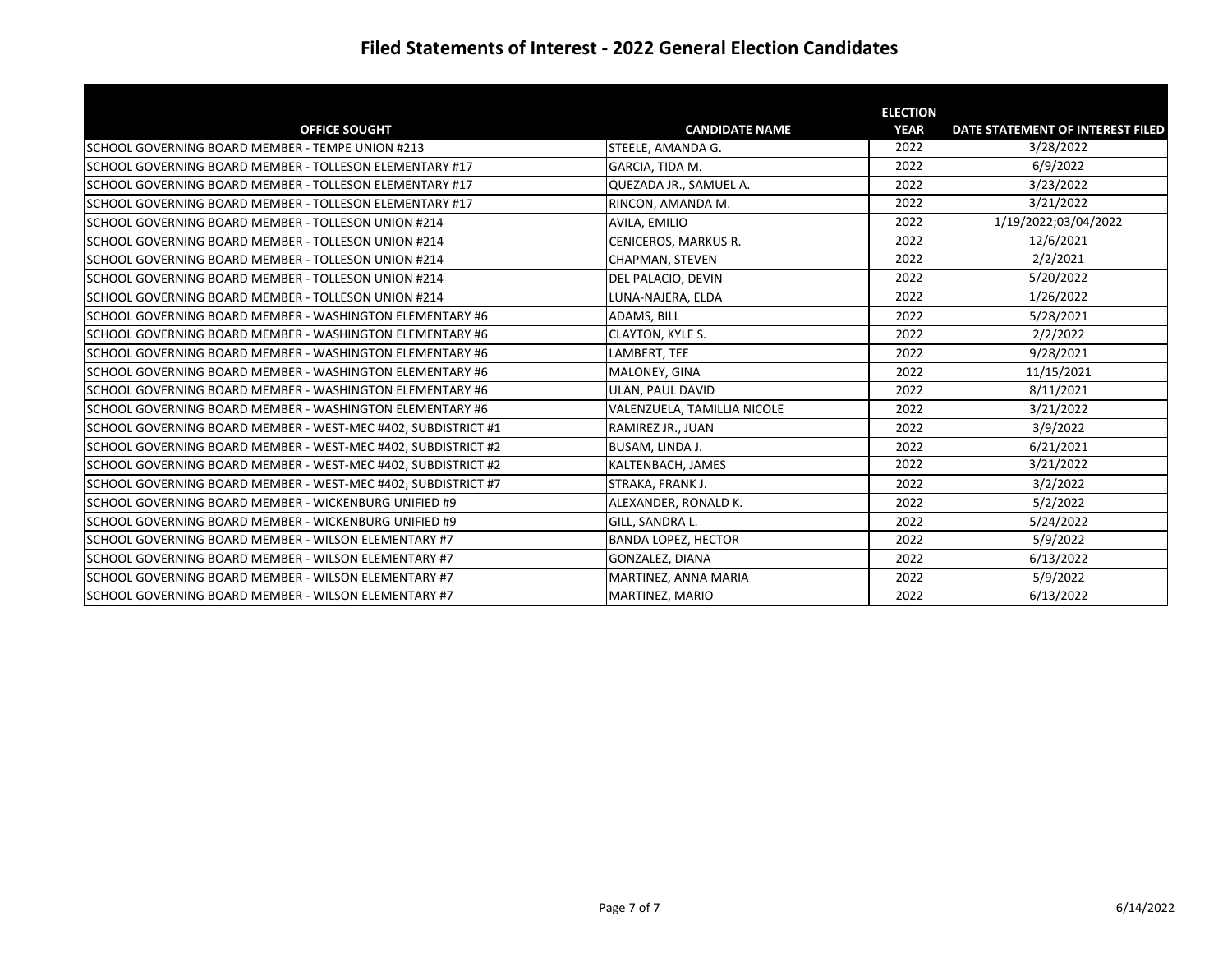# Filed Statements of Interest - 2022 General Election Candidates

| OFFICE SOUGHT | CANDIDATE NAME | ELECTION YEAR | DATE STATEMENT OF INTEREST FILED |
|---|---|---|---|
| SCHOOL GOVERNING BOARD MEMBER - TEMPE UNION #213 | STEELE, AMANDA G. | 2022 | 3/28/2022 |
| SCHOOL GOVERNING BOARD MEMBER - TOLLESON ELEMENTARY #17 | GARCIA, TIDA M. | 2022 | 6/9/2022 |
| SCHOOL GOVERNING BOARD MEMBER - TOLLESON ELEMENTARY #17 | QUEZADA JR., SAMUEL A. | 2022 | 3/23/2022 |
| SCHOOL GOVERNING BOARD MEMBER - TOLLESON ELEMENTARY #17 | RINCON, AMANDA M. | 2022 | 3/21/2022 |
| SCHOOL GOVERNING BOARD MEMBER - TOLLESON UNION #214 | AVILA, EMILIO | 2022 | 1/19/2022;03/04/2022 |
| SCHOOL GOVERNING BOARD MEMBER - TOLLESON UNION #214 | CENICEROS, MARKUS R. | 2022 | 12/6/2021 |
| SCHOOL GOVERNING BOARD MEMBER - TOLLESON UNION #214 | CHAPMAN, STEVEN | 2022 | 2/2/2021 |
| SCHOOL GOVERNING BOARD MEMBER - TOLLESON UNION #214 | DEL PALACIO, DEVIN | 2022 | 5/20/2022 |
| SCHOOL GOVERNING BOARD MEMBER - TOLLESON UNION #214 | LUNA-NAJERA, ELDA | 2022 | 1/26/2022 |
| SCHOOL GOVERNING BOARD MEMBER - WASHINGTON ELEMENTARY #6 | ADAMS, BILL | 2022 | 5/28/2021 |
| SCHOOL GOVERNING BOARD MEMBER - WASHINGTON ELEMENTARY #6 | CLAYTON, KYLE S. | 2022 | 2/2/2022 |
| SCHOOL GOVERNING BOARD MEMBER - WASHINGTON ELEMENTARY #6 | LAMBERT, TEE | 2022 | 9/28/2021 |
| SCHOOL GOVERNING BOARD MEMBER - WASHINGTON ELEMENTARY #6 | MALONEY, GINA | 2022 | 11/15/2021 |
| SCHOOL GOVERNING BOARD MEMBER - WASHINGTON ELEMENTARY #6 | ULAN, PAUL DAVID | 2022 | 8/11/2021 |
| SCHOOL GOVERNING BOARD MEMBER - WASHINGTON ELEMENTARY #6 | VALENZUELA, TAMILLIA NICOLE | 2022 | 3/21/2022 |
| SCHOOL GOVERNING BOARD MEMBER - WEST-MEC #402, SUBDISTRICT #1 | RAMIREZ JR., JUAN | 2022 | 3/9/2022 |
| SCHOOL GOVERNING BOARD MEMBER - WEST-MEC #402, SUBDISTRICT #2 | BUSAM, LINDA J. | 2022 | 6/21/2021 |
| SCHOOL GOVERNING BOARD MEMBER - WEST-MEC #402, SUBDISTRICT #2 | KALTENBACH, JAMES | 2022 | 3/21/2022 |
| SCHOOL GOVERNING BOARD MEMBER - WEST-MEC #402, SUBDISTRICT #7 | STRAKA, FRANK J. | 2022 | 3/2/2022 |
| SCHOOL GOVERNING BOARD MEMBER - WICKENBURG UNIFIED #9 | ALEXANDER, RONALD K. | 2022 | 5/2/2022 |
| SCHOOL GOVERNING BOARD MEMBER - WICKENBURG UNIFIED #9 | GILL, SANDRA L. | 2022 | 5/24/2022 |
| SCHOOL GOVERNING BOARD MEMBER - WILSON ELEMENTARY #7 | BANDA LOPEZ, HECTOR | 2022 | 5/9/2022 |
| SCHOOL GOVERNING BOARD MEMBER - WILSON ELEMENTARY #7 | GONZALEZ, DIANA | 2022 | 6/13/2022 |
| SCHOOL GOVERNING BOARD MEMBER - WILSON ELEMENTARY #7 | MARTINEZ, ANNA MARIA | 2022 | 5/9/2022 |
| SCHOOL GOVERNING BOARD MEMBER - WILSON ELEMENTARY #7 | MARTINEZ, MARIO | 2022 | 6/13/2022 |